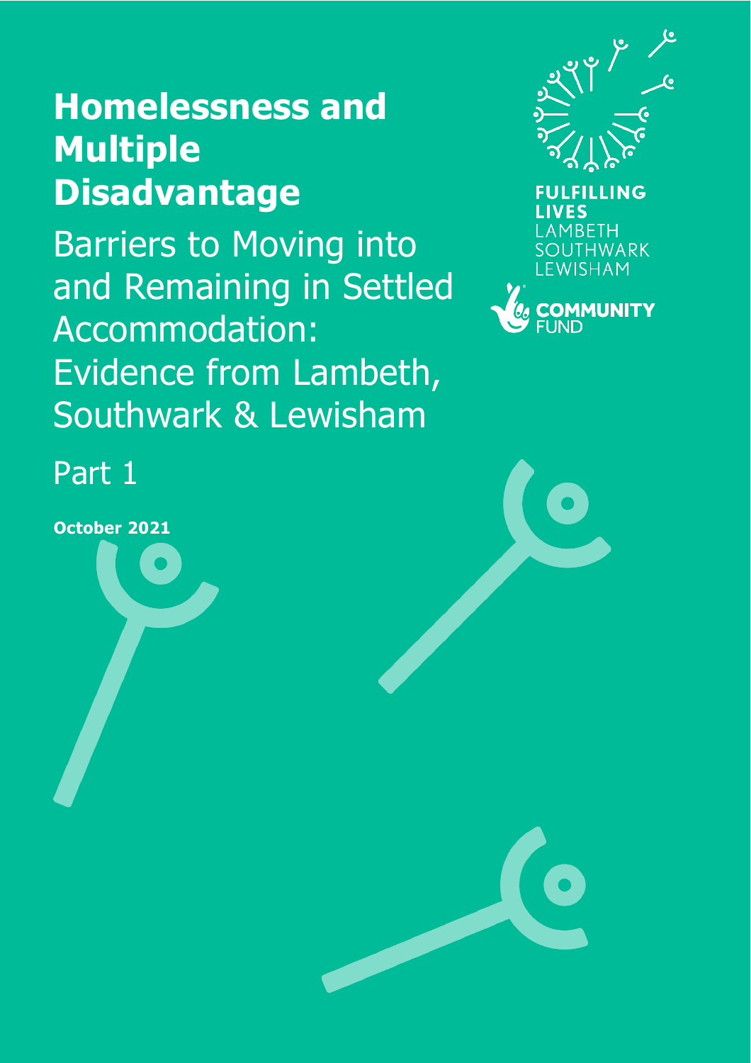# Homelessness and Multiple Disadvantage

## Barriers to Moving into and Remaining in Settled Accommodation: Evidence from Lambeth, Southwark & Lewisham

Part 1

**October 2021**

**FULFILLING LIVES**
LAMBETH
SOUTHWARK
LEWISHAM

**COMMUNITY FUND**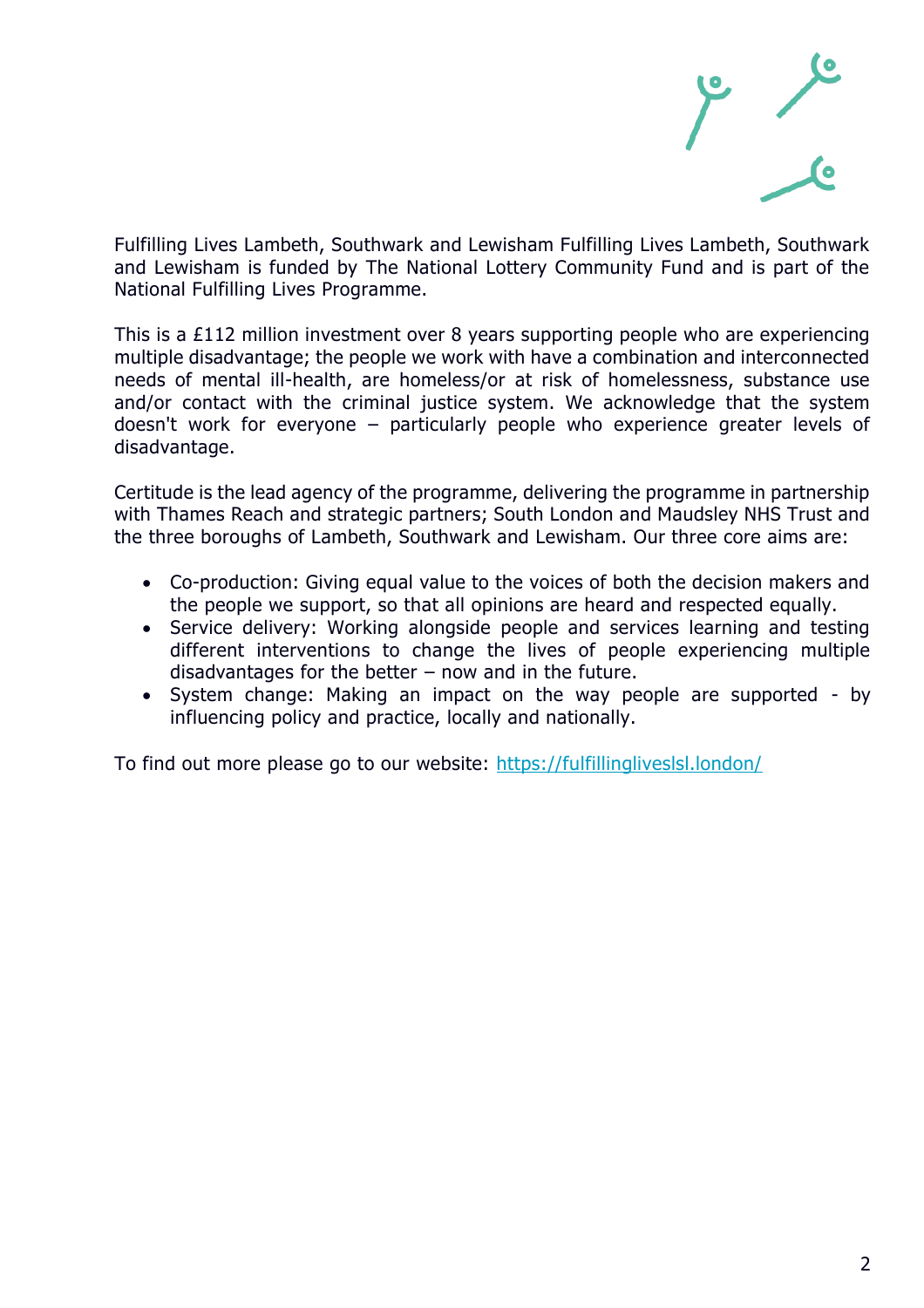Fulfilling Lives Lambeth, Southwark and Lewisham Fulfilling Lives Lambeth, Southwark and Lewisham is funded by The National Lottery Community Fund and is part of the National Fulfilling Lives Programme.

This is a £112 million investment over 8 years supporting people who are experiencing multiple disadvantage; the people we work with have a combination and interconnected needs of mental ill-health, are homeless/or at risk of homelessness, substance use and/or contact with the criminal justice system. We acknowledge that the system doesn't work for everyone – particularly people who experience greater levels of disadvantage.

Certitude is the lead agency of the programme, delivering the programme in partnership with Thames Reach and strategic partners; South London and Maudsley NHS Trust and the three boroughs of Lambeth, Southwark and Lewisham. Our three core aims are:

- Co-production: Giving equal value to the voices of both the decision makers and the people we support, so that all opinions are heard and respected equally.
- Service delivery: Working alongside people and services learning and testing different interventions to change the lives of people experiencing multiple disadvantages for the better – now and in the future.
- System change: Making an impact on the way people are supported - by influencing policy and practice, locally and nationally.

To find out more please go to our website: https://fulfillinglives­lsl.london/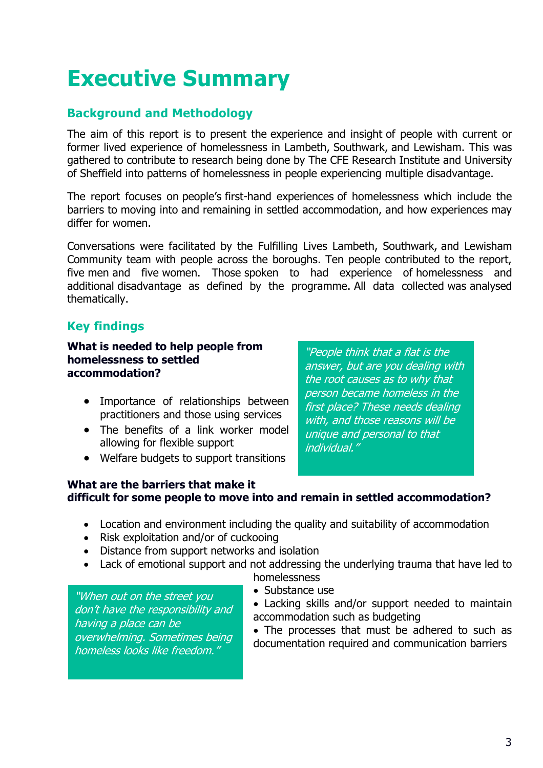# Executive Summary

## Background and Methodology

The aim of this report is to present the experience and insight of people with current or former lived experience of homelessness in Lambeth, Southwark, and Lewisham. This was gathered to contribute to research being done by The CFE Research Institute and University of Sheffield into patterns of homelessness in people experiencing multiple disadvantage.

The report focuses on people's first-hand experiences of homelessness which include the barriers to moving into and remaining in settled accommodation, and how experiences may differ for women.

Conversations were facilitated by the Fulfilling Lives Lambeth, Southwark, and Lewisham Community team with people across the boroughs. Ten people contributed to the report, five men and five women. Those spoken to had experience of homelessness and additional disadvantage as defined by the programme. All data collected was analysed thematically.

## Key findings

**What is needed to help people from homelessness to settled accommodation?**

- Importance of relationships between practitioners and those using services
- The benefits of a link worker model allowing for flexible support
- Welfare budgets to support transitions

> *"People think that a flat is the answer, but are you dealing with the root causes as to why that person became homeless in the first place? These needs dealing with, and those reasons will be unique and personal to that individual."*

**What are the barriers that make it difficult for some people to move into and remain in settled accommodation?**

- Location and environment including the quality and suitability of accommodation
- Risk exploitation and/or of cuckooing
- Distance from support networks and isolation
- Lack of emotional support and not addressing the underlying trauma that have led to homelessness
- Substance use
- Lacking skills and/or support needed to maintain accommodation such as budgeting
- The processes that must be adhered to such as documentation required and communication barriers

> *"When out on the street you don't have the responsibility and having a place can be overwhelming. Sometimes being homeless looks like freedom."*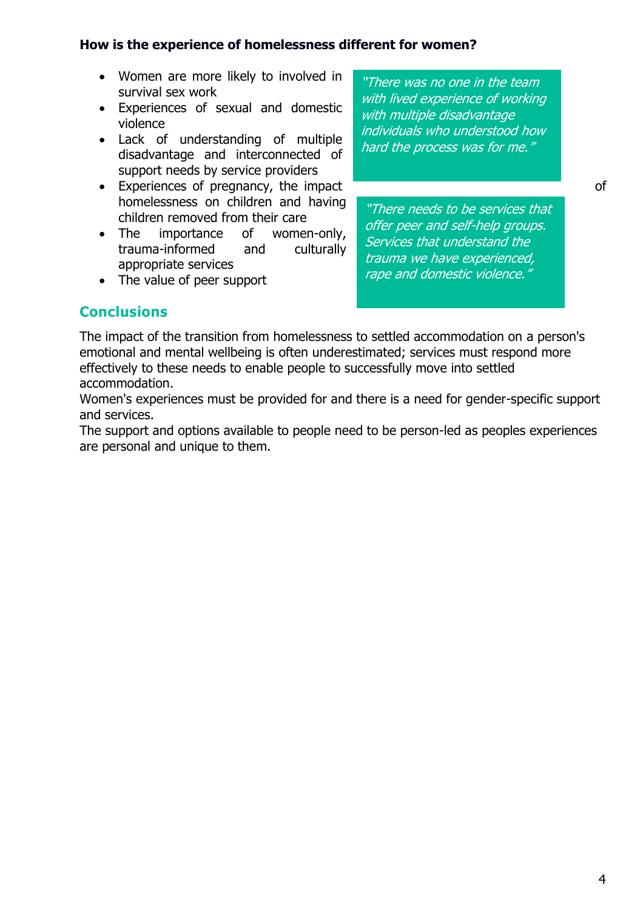**How is the experience of homelessness different for women?**

- Women are more likely to involved in survival sex work
- Experiences of sexual and domestic violence
- Lack of understanding of multiple disadvantage and interconnected of support needs by service providers
- Experiences of pregnancy, the impact of homelessness on children and having children removed from their care
- The importance of women-only, trauma-informed and culturally appropriate services
- The value of peer support

*"There was no one in the team with lived experience of working with multiple disadvantage individuals who understood how hard the process was for me."*

*"There needs to be services that offer peer and self-help groups. Services that understand the trauma we have experienced, rape and domestic violence."*

## Conclusions

The impact of the transition from homelessness to settled accommodation on a person's emotional and mental wellbeing is often underestimated; services must respond more effectively to these needs to enable people to successfully move into settled accommodation.

Women's experiences must be provided for and there is a need for gender-specific support and services.

The support and options available to people need to be person-led as peoples experiences are personal and unique to them.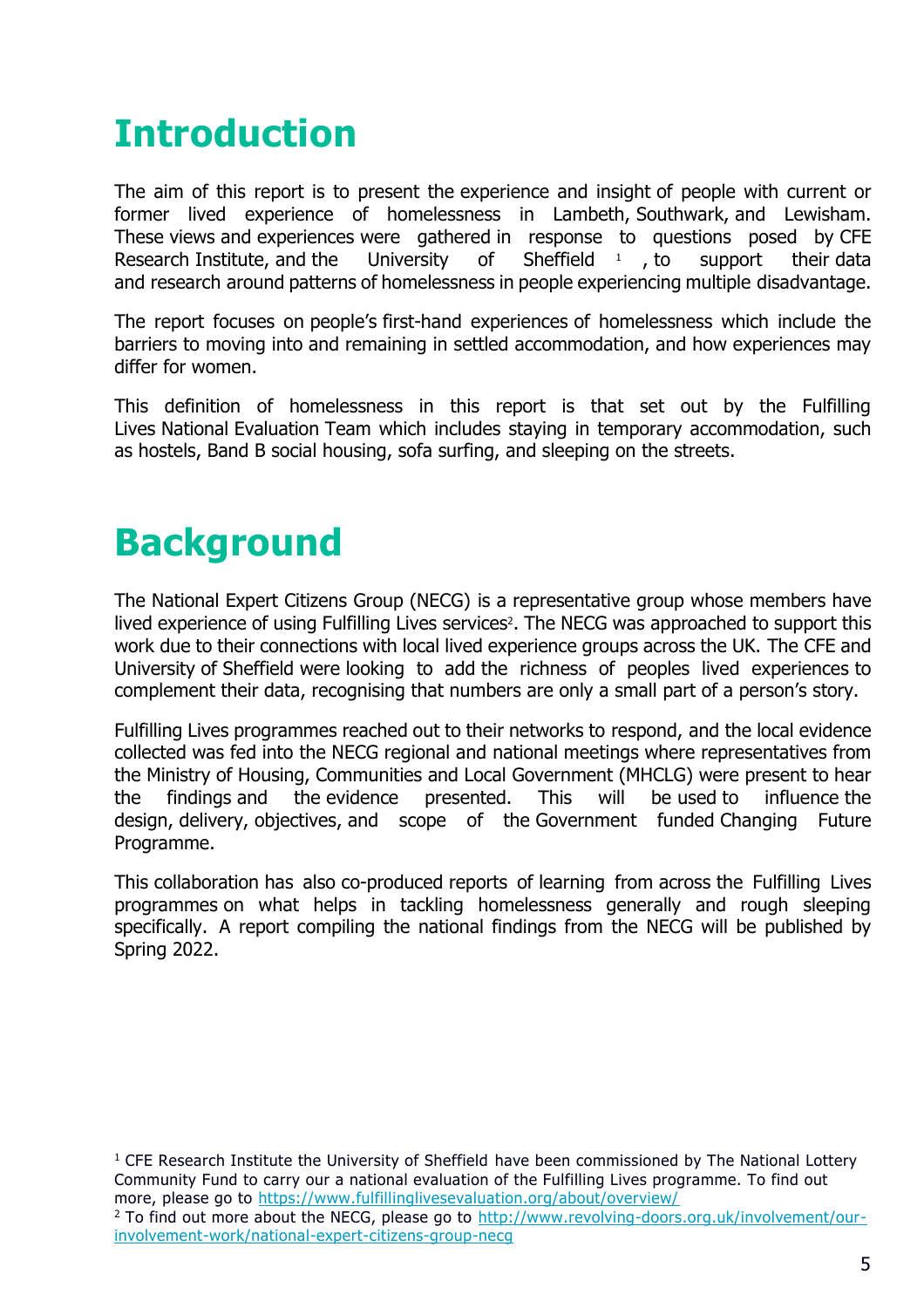# Introduction

The aim of this report is to present the experience and insight of people with current or former lived experience of homelessness in Lambeth, Southwark, and Lewisham. These views and experiences were gathered in response to questions posed by CFE Research Institute, and the University of Sheffield [1], to support their data and research around patterns of homelessness in people experiencing multiple disadvantage.

The report focuses on people's first-hand experiences of homelessness which include the barriers to moving into and remaining in settled accommodation, and how experiences may differ for women.

This definition of homelessness in this report is that set out by the Fulfilling Lives National Evaluation Team which includes staying in temporary accommodation, such as hostels, Band B social housing, sofa surfing, and sleeping on the streets.

# Background

The National Expert Citizens Group (NECG) is a representative group whose members have lived experience of using Fulfilling Lives services[2]. The NECG was approached to support this work due to their connections with local lived experience groups across the UK. The CFE and University of Sheffield were looking to add the richness of peoples lived experiences to complement their data, recognising that numbers are only a small part of a person's story.

Fulfilling Lives programmes reached out to their networks to respond, and the local evidence collected was fed into the NECG regional and national meetings where representatives from the Ministry of Housing, Communities and Local Government (MHCLG) were present to hear the findings and the evidence presented. This will be used to influence the design, delivery, objectives, and scope of the Government funded Changing Future Programme.

This collaboration has also co-produced reports of learning from across the Fulfilling Lives programmes on what helps in tackling homelessness generally and rough sleeping specifically. A report compiling the national findings from the NECG will be published by Spring 2022.

---

[1] CFE Research Institute the University of Sheffield have been commissioned by The National Lottery Community Fund to carry our a national evaluation of the Fulfilling Lives programme. To find out more, please go to https://www.fulfillinglivesevaluation.org/about/overview/

[2] To find out more about the NECG, please go to http://www.revolving-doors.org.uk/involvement/our-involvement-work/national-expert-citizens-group-necg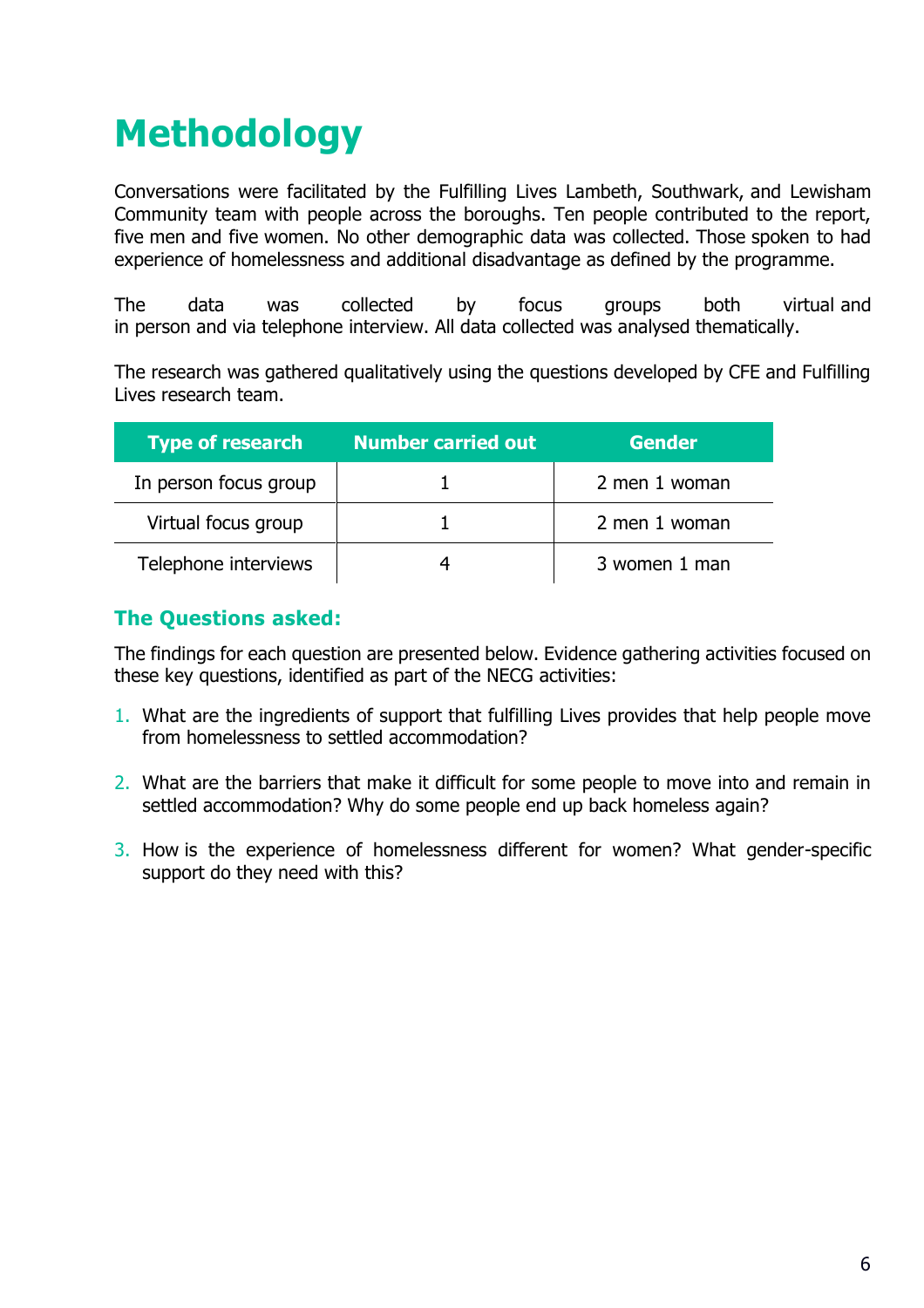# Methodology

Conversations were facilitated by the Fulfilling Lives Lambeth, Southwark, and Lewisham Community team with people across the boroughs. Ten people contributed to the report, five men and five women. No other demographic data was collected. Those spoken to had experience of homelessness and additional disadvantage as defined by the programme.

The data was collected by focus groups both virtual and in person and via telephone interview. All data collected was analysed thematically.

The research was gathered qualitatively using the questions developed by CFE and Fulfilling Lives research team.

| Type of research | Number carried out | Gender |
|---|---|---|
| In person focus group | 1 | 2 men 1 woman |
| Virtual focus group | 1 | 2 men 1 woman |
| Telephone interviews | 4 | 3 women 1 man |

### The Questions asked:

The findings for each question are presented below. Evidence gathering activities focused on these key questions, identified as part of the NECG activities:

1. What are the ingredients of support that fulfilling Lives provides that help people move from homelessness to settled accommodation?
2. What are the barriers that make it difficult for some people to move into and remain in settled accommodation? Why do some people end up back homeless again?
3. How is the experience of homelessness different for women? What gender-specific support do they need with this?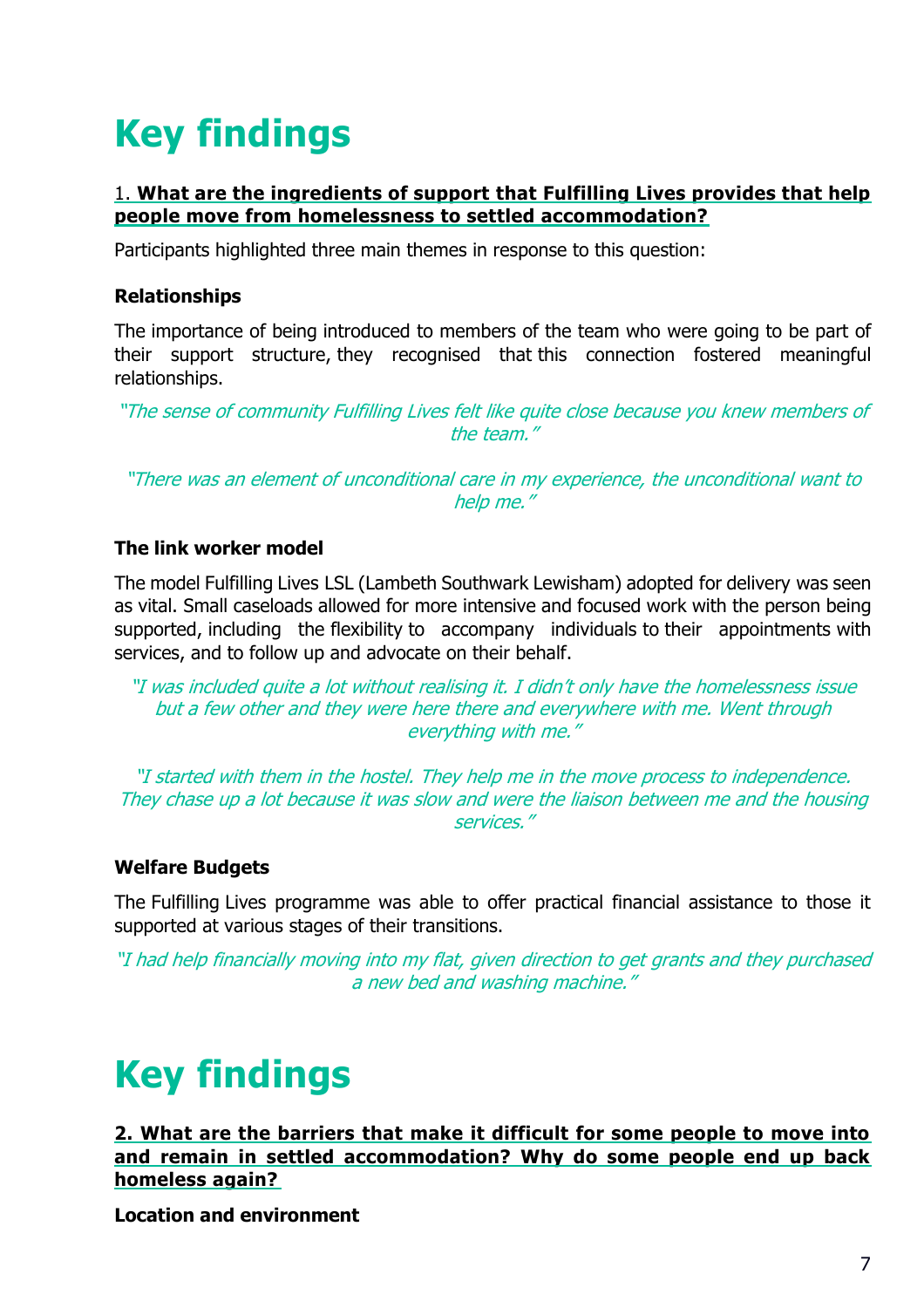# Key findings

1. **What are the ingredients of support that Fulfilling Lives provides that help people move from homelessness to settled accommodation?**

Participants highlighted three main themes in response to this question:

**Relationships**

The importance of being introduced to members of the team who were going to be part of their support structure, they recognised that this connection fostered meaningful relationships.

*"The sense of community Fulfilling Lives felt like quite close because you knew members of the team."*

*"There was an element of unconditional care in my experience, the unconditional want to help me."*

**The link worker model**

The model Fulfilling Lives LSL (Lambeth Southwark Lewisham) adopted for delivery was seen as vital. Small caseloads allowed for more intensive and focused work with the person being supported, including the flexibility to accompany individuals to their appointments with services, and to follow up and advocate on their behalf.

*"I was included quite a lot without realising it. I didn't only have the homelessness issue but a few other and they were here there and everywhere with me. Went through everything with me."*

*"I started with them in the hostel. They help me in the move process to independence. They chase up a lot because it was slow and were the liaison between me and the housing services."*

**Welfare Budgets**

The Fulfilling Lives programme was able to offer practical financial assistance to those it supported at various stages of their transitions.

*"I had help financially moving into my flat, given direction to get grants and they purchased a new bed and washing machine."*

# Key findings

**2. What are the barriers that make it difficult for some people to move into and remain in settled accommodation? Why do some people end up back homeless again?**

**Location and environment**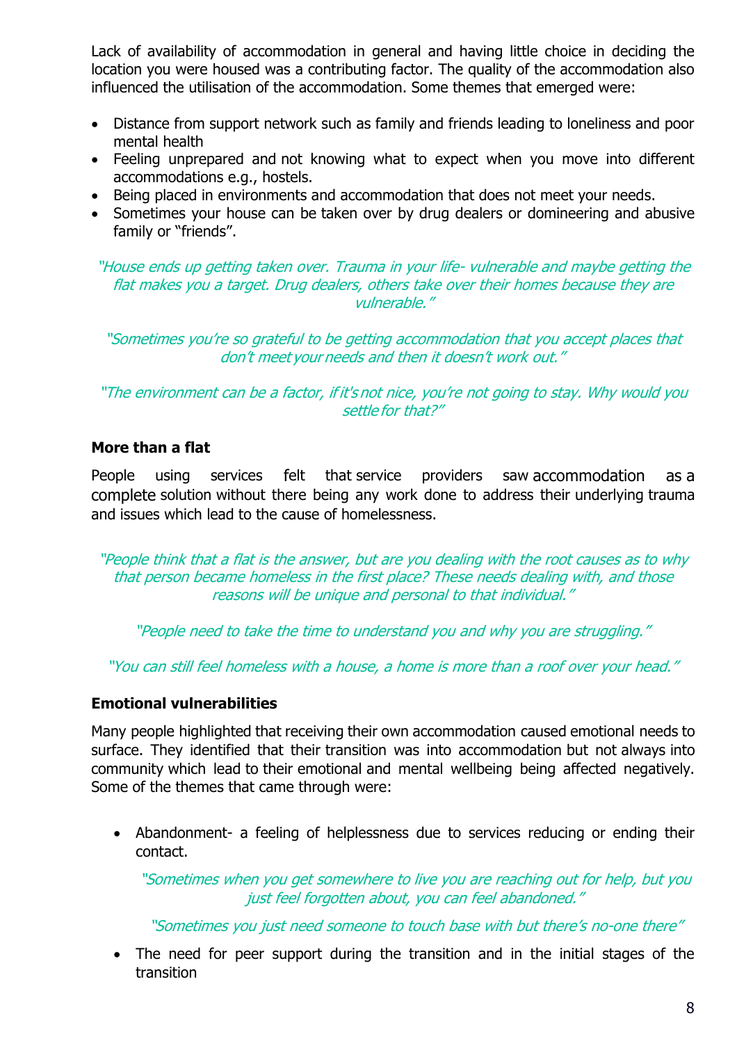Lack of availability of accommodation in general and having little choice in deciding the location you were housed was a contributing factor. The quality of the accommodation also influenced the utilisation of the accommodation. Some themes that emerged were:

- Distance from support network such as family and friends leading to loneliness and poor mental health
- Feeling unprepared and not knowing what to expect when you move into different accommodations e.g., hostels.
- Being placed in environments and accommodation that does not meet your needs.
- Sometimes your house can be taken over by drug dealers or domineering and abusive family or "friends".

*"House ends up getting taken over. Trauma in your life- vulnerable and maybe getting the flat makes you a target. Drug dealers, others take over their homes because they are vulnerable."*

*"Sometimes you're so grateful to be getting accommodation that you accept places that don't meet your needs and then it doesn't work out."*

*"The environment can be a factor, if it's not nice, you're not going to stay. Why would you settle for that?"*

**More than a flat**

People using services felt that service providers saw accommodation as a complete solution without there being any work done to address their underlying trauma and issues which lead to the cause of homelessness.

*"People think that a flat is the answer, but are you dealing with the root causes as to why that person became homeless in the first place? These needs dealing with, and those reasons will be unique and personal to that individual."*

*"People need to take the time to understand you and why you are struggling."*

*"You can still feel homeless with a house, a home is more than a roof over your head."*

**Emotional vulnerabilities**

Many people highlighted that receiving their own accommodation caused emotional needs to surface. They identified that their transition was into accommodation but not always into community which lead to their emotional and mental wellbeing being affected negatively. Some of the themes that came through were:

- Abandonment- a feeling of helplessness due to services reducing or ending their contact.

  *"Sometimes when you get somewhere to live you are reaching out for help, but you just feel forgotten about, you can feel abandoned."*

  *"Sometimes you just need someone to touch base with but there's no-one there"*

- The need for peer support during the transition and in the initial stages of the transition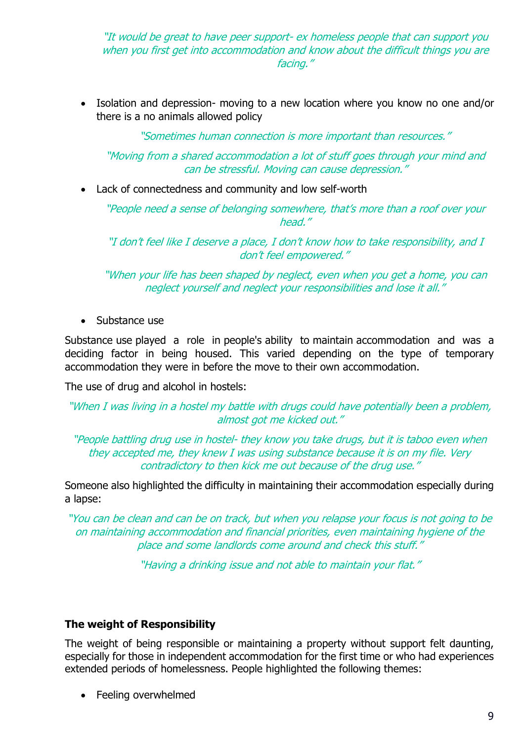*"It would be great to have peer support- ex homeless people that can support you when you first get into accommodation and know about the difficult things you are facing."*

- Isolation and depression- moving to a new location where you know no one and/or there is a no animals allowed policy

*"Sometimes human connection is more important than resources."*

*"Moving from a shared accommodation a lot of stuff goes through your mind and can be stressful. Moving can cause depression."*

- Lack of connectedness and community and low self-worth

*"People need a sense of belonging somewhere, that's more than a roof over your head."*

*"I don't feel like I deserve a place, I don't know how to take responsibility, and I don't feel empowered."*

*"When your life has been shaped by neglect, even when you get a home, you can neglect yourself and neglect your responsibilities and lose it all."*

- Substance use

Substance use played a role in people's ability to maintain accommodation and was a deciding factor in being housed. This varied depending on the type of temporary accommodation they were in before the move to their own accommodation.

The use of drug and alcohol in hostels:

*"When I was living in a hostel my battle with drugs could have potentially been a problem, almost got me kicked out."*

*"People battling drug use in hostel- they know you take drugs, but it is taboo even when they accepted me, they knew I was using substance because it is on my file. Very contradictory to then kick me out because of the drug use."*

Someone also highlighted the difficulty in maintaining their accommodation especially during a lapse:

*"You can be clean and can be on track, but when you relapse your focus is not going to be on maintaining accommodation and financial priorities, even maintaining hygiene of the place and some landlords come around and check this stuff."*

*"Having a drinking issue and not able to maintain your flat."*

**The weight of Responsibility**

The weight of being responsible or maintaining a property without support felt daunting, especially for those in independent accommodation for the first time or who had experiences extended periods of homelessness. People highlighted the following themes:

- Feeling overwhelmed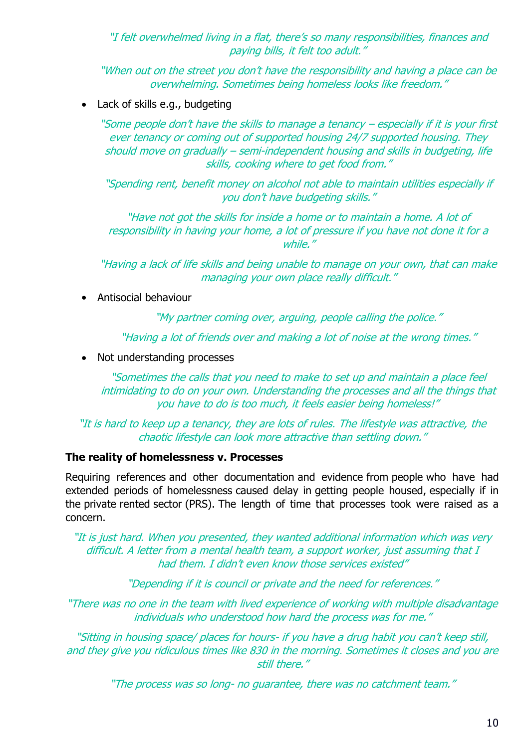*"I felt overwhelmed living in a flat, there's so many responsibilities, finances and paying bills, it felt too adult."*

*"When out on the street you don't have the responsibility and having a place can be overwhelming. Sometimes being homeless looks like freedom."*

- Lack of skills e.g., budgeting

*"Some people don't have the skills to manage a tenancy – especially if it is your first ever tenancy or coming out of supported housing 24/7 supported housing. They should move on gradually – semi-independent housing and skills in budgeting, life skills, cooking where to get food from."*

*"Spending rent, benefit money on alcohol not able to maintain utilities especially if you don't have budgeting skills."*

*"Have not got the skills for inside a home or to maintain a home. A lot of responsibility in having your home, a lot of pressure if you have not done it for a while."*

*"Having a lack of life skills and being unable to manage on your own, that can make managing your own place really difficult."*

- Antisocial behaviour

*"My partner coming over, arguing, people calling the police."*

*"Having a lot of friends over and making a lot of noise at the wrong times."*

- Not understanding processes

*"Sometimes the calls that you need to make to set up and maintain a place feel intimidating to do on your own. Understanding the processes and all the things that you have to do is too much, it feels easier being homeless!"*

*"It is hard to keep up a tenancy, they are lots of rules. The lifestyle was attractive, the chaotic lifestyle can look more attractive than settling down."*

**The reality of homelessness v. Processes**

Requiring references and other documentation and evidence from people who have had extended periods of homelessness caused delay in getting people housed, especially if in the private rented sector (PRS). The length of time that processes took were raised as a concern.

*"It is just hard. When you presented, they wanted additional information which was very difficult. A letter from a mental health team, a support worker, just assuming that I had them. I didn't even know those services existed"*

*"Depending if it is council or private and the need for references."*

*"There was no one in the team with lived experience of working with multiple disadvantage individuals who understood how hard the process was for me."*

*"Sitting in housing space/ places for hours- if you have a drug habit you can't keep still, and they give you ridiculous times like 830 in the morning. Sometimes it closes and you are still there."*

*"The process was so long- no guarantee, there was no catchment team."*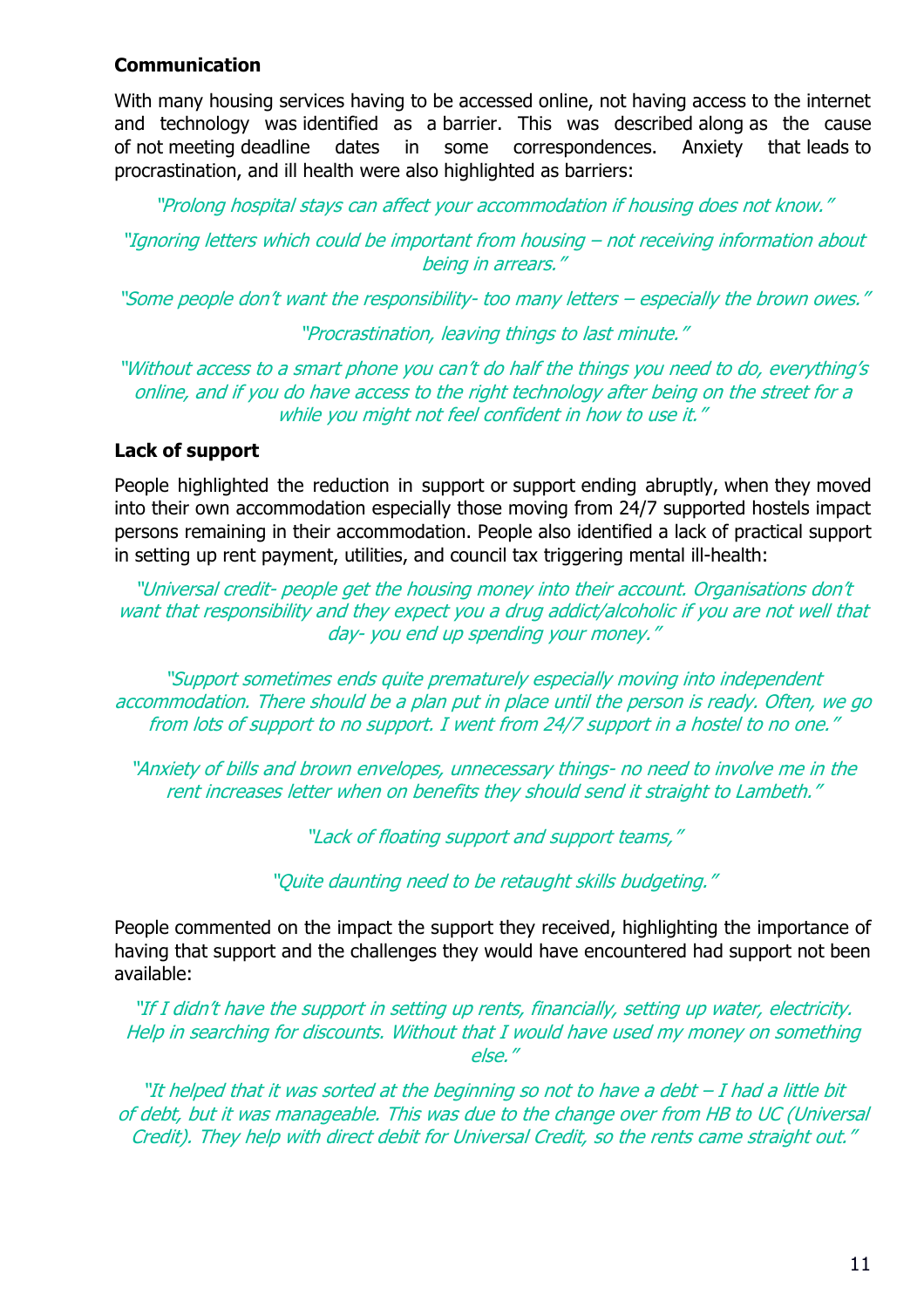**Communication**

With many housing services having to be accessed online, not having access to the internet and technology was identified as a barrier. This was described along as the cause of not meeting deadline dates in some correspondences. Anxiety that leads to procrastination, and ill health were also highlighted as barriers:

*"Prolong hospital stays can affect your accommodation if housing does not know."*

*"Ignoring letters which could be important from housing – not receiving information about being in arrears."*

*"Some people don't want the responsibility- too many letters – especially the brown owes."*

*"Procrastination, leaving things to last minute."*

*"Without access to a smart phone you can't do half the things you need to do, everything's online, and if you do have access to the right technology after being on the street for a while you might not feel confident in how to use it."*

**Lack of support**

People highlighted the reduction in support or support ending abruptly, when they moved into their own accommodation especially those moving from 24/7 supported hostels impact persons remaining in their accommodation. People also identified a lack of practical support in setting up rent payment, utilities, and council tax triggering mental ill-health:

*"Universal credit- people get the housing money into their account. Organisations don't want that responsibility and they expect you a drug addict/alcoholic if you are not well that day- you end up spending your money."*

*"Support sometimes ends quite prematurely especially moving into independent accommodation. There should be a plan put in place until the person is ready. Often, we go from lots of support to no support. I went from 24/7 support in a hostel to no one."*

*"Anxiety of bills and brown envelopes, unnecessary things- no need to involve me in the rent increases letter when on benefits they should send it straight to Lambeth."*

*"Lack of floating support and support teams,"*

*"Quite daunting need to be retaught skills budgeting."*

People commented on the impact the support they received, highlighting the importance of having that support and the challenges they would have encountered had support not been available:

*"If I didn't have the support in setting up rents, financially, setting up water, electricity. Help in searching for discounts. Without that I would have used my money on something else."*

*"It helped that it was sorted at the beginning so not to have a debt – I had a little bit of debt, but it was manageable. This was due to the change over from HB to UC (Universal Credit). They help with direct debit for Universal Credit, so the rents came straight out."*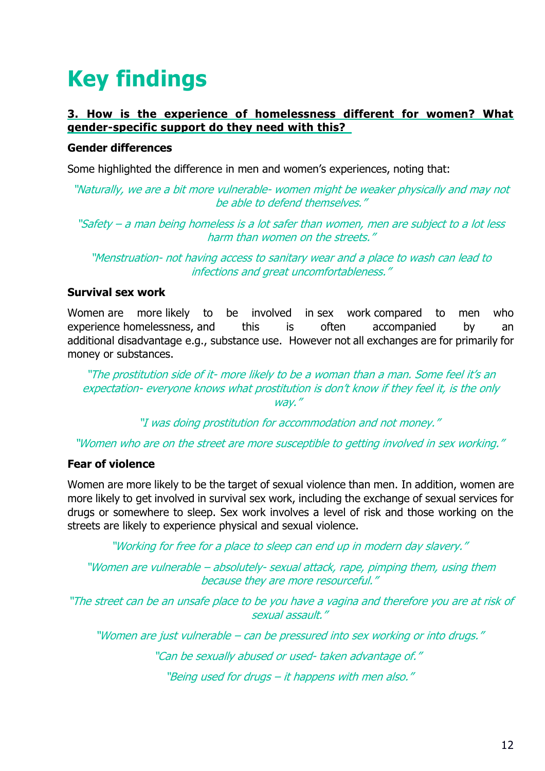# Key findings

**3. How is the experience of homelessness different for women? What gender-specific support do they need with this?**

**Gender differences**

Some highlighted the difference in men and women's experiences, noting that:

*"Naturally, we are a bit more vulnerable- women might be weaker physically and may not be able to defend themselves."*

*"Safety – a man being homeless is a lot safer than women, men are subject to a lot less harm than women on the streets."*

*"Menstruation- not having access to sanitary wear and a place to wash can lead to infections and great uncomfortableness."*

**Survival sex work**

Women are more likely to be involved in sex work compared to men who experience homelessness, and this is often accompanied by an additional disadvantage e.g., substance use. However not all exchanges are for primarily for money or substances.

*"The prostitution side of it- more likely to be a woman than a man. Some feel it's an expectation- everyone knows what prostitution is don't know if they feel it, is the only way."*

*"I was doing prostitution for accommodation and not money."*

*"Women who are on the street are more susceptible to getting involved in sex working."*

**Fear of violence**

Women are more likely to be the target of sexual violence than men. In addition, women are more likely to get involved in survival sex work, including the exchange of sexual services for drugs or somewhere to sleep. Sex work involves a level of risk and those working on the streets are likely to experience physical and sexual violence.

*"Working for free for a place to sleep can end up in modern day slavery."*

*"Women are vulnerable – absolutely- sexual attack, rape, pimping them, using them because they are more resourceful."*

*"The street can be an unsafe place to be you have a vagina and therefore you are at risk of sexual assault."*

*"Women are just vulnerable – can be pressured into sex working or into drugs."*

*"Can be sexually abused or used- taken advantage of."*

*"Being used for drugs – it happens with men also."*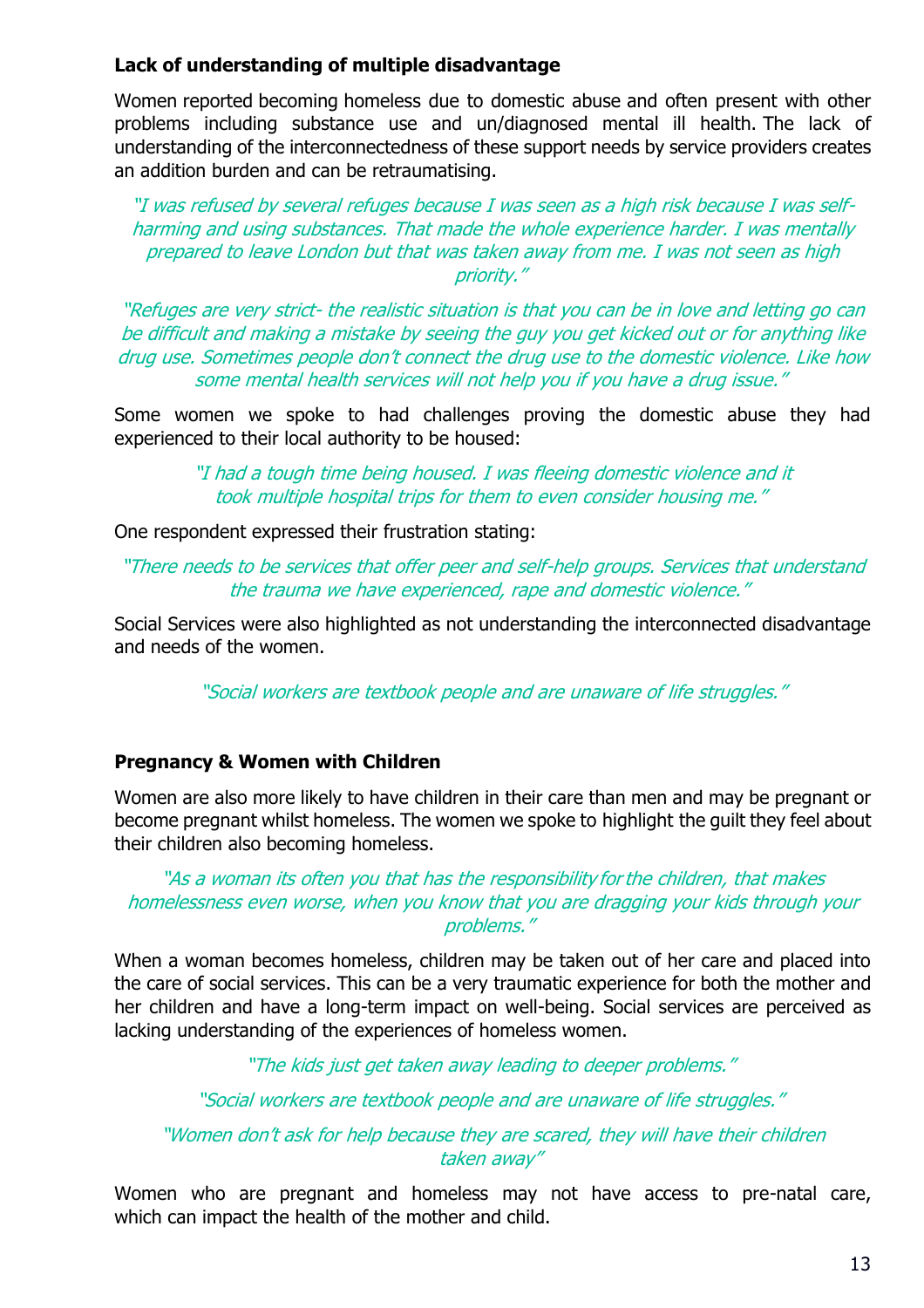**Lack of understanding of multiple disadvantage**

Women reported becoming homeless due to domestic abuse and often present with other problems including substance use and un/diagnosed mental ill health. The lack of understanding of the interconnectedness of these support needs by service providers creates an addition burden and can be retraumatising.

*"I was refused by several refuges because I was seen as a high risk because I was self-harming and using substances. That made the whole experience harder. I was mentally prepared to leave London but that was taken away from me. I was not seen as high priority."*

*"Refuges are very strict- the realistic situation is that you can be in love and letting go can be difficult and making a mistake by seeing the guy you get kicked out or for anything like drug use. Sometimes people don't connect the drug use to the domestic violence. Like how some mental health services will not help you if you have a drug issue."*

Some women we spoke to had challenges proving the domestic abuse they had experienced to their local authority to be housed:

*"I had a tough time being housed. I was fleeing domestic violence and it took multiple hospital trips for them to even consider housing me."*

One respondent expressed their frustration stating:

*"There needs to be services that offer peer and self-help groups. Services that understand the trauma we have experienced, rape and domestic violence."*

Social Services were also highlighted as not understanding the interconnected disadvantage and needs of the women.

*"Social workers are textbook people and are unaware of life struggles."*

**Pregnancy & Women with Children**

Women are also more likely to have children in their care than men and may be pregnant or become pregnant whilst homeless. The women we spoke to highlight the guilt they feel about their children also becoming homeless.

*"As a woman its often you that has the responsibility for the children, that makes homelessness even worse, when you know that you are dragging your kids through your problems."*

When a woman becomes homeless, children may be taken out of her care and placed into the care of social services. This can be a very traumatic experience for both the mother and her children and have a long-term impact on well-being. Social services are perceived as lacking understanding of the experiences of homeless women.

*"The kids just get taken away leading to deeper problems."*

*"Social workers are textbook people and are unaware of life struggles."*

*"Women don't ask for help because they are scared, they will have their children taken away"*

Women who are pregnant and homeless may not have access to pre-natal care, which can impact the health of the mother and child.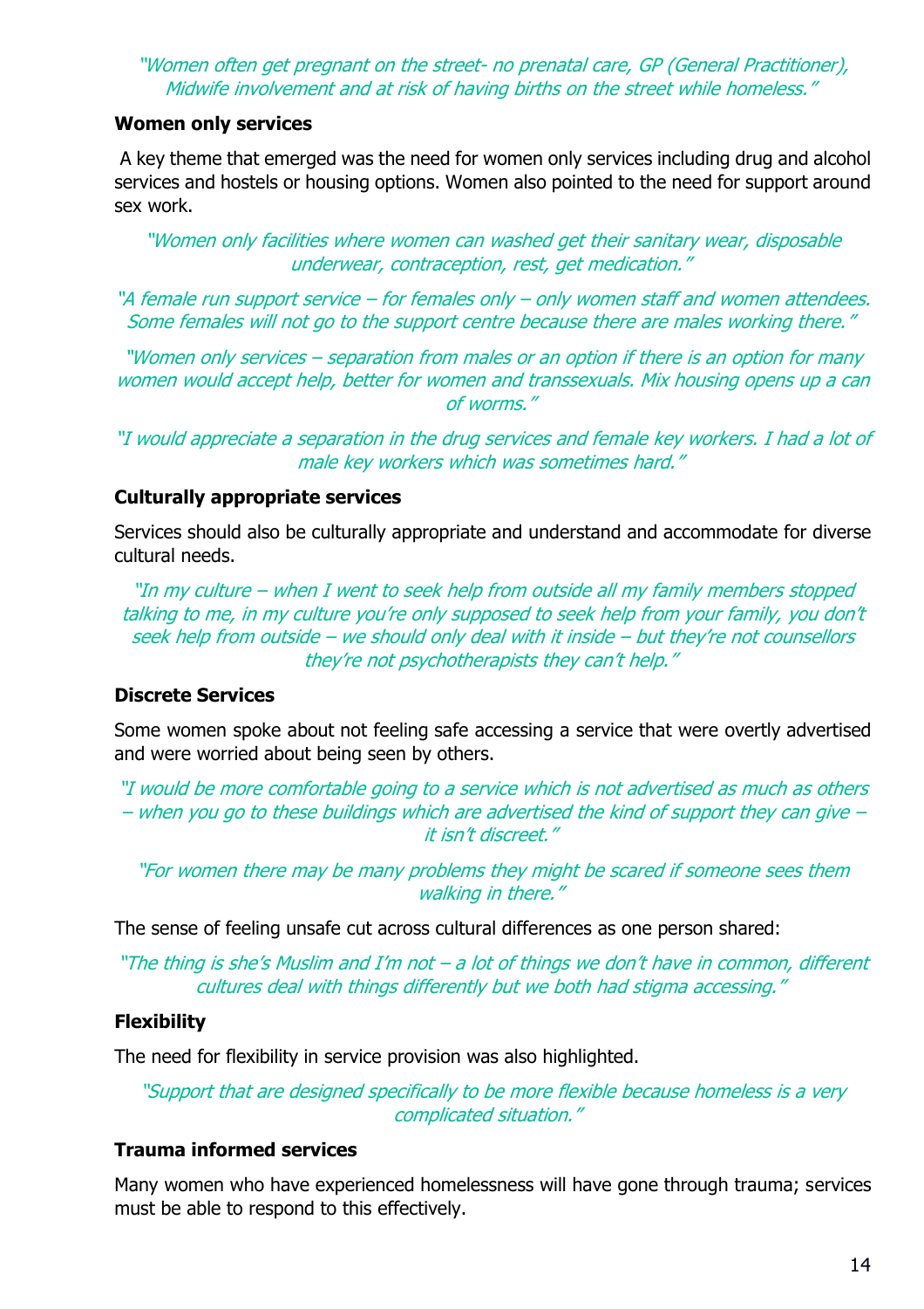*"Women often get pregnant on the street- no prenatal care, GP (General Practitioner), Midwife involvement and at risk of having births on the street while homeless."*

### Women only services

A key theme that emerged was the need for women only services including drug and alcohol services and hostels or housing options. Women also pointed to the need for support around sex work.

*"Women only facilities where women can washed get their sanitary wear, disposable underwear, contraception, rest, get medication."*

*"A female run support service – for females only – only women staff and women attendees. Some females will not go to the support centre because there are males working there."*

*"Women only services – separation from males or an option if there is an option for many women would accept help, better for women and transsexuals. Mix housing opens up a can of worms."*

*"I would appreciate a separation in the drug services and female key workers. I had a lot of male key workers which was sometimes hard."*

### Culturally appropriate services

Services should also be culturally appropriate and understand and accommodate for diverse cultural needs.

*"In my culture – when I went to seek help from outside all my family members stopped talking to me, in my culture you're only supposed to seek help from your family, you don't seek help from outside – we should only deal with it inside – but they're not counsellors they're not psychotherapists they can't help."*

### Discrete Services

Some women spoke about not feeling safe accessing a service that were overtly advertised and were worried about being seen by others.

*"I would be more comfortable going to a service which is not advertised as much as others – when you go to these buildings which are advertised the kind of support they can give – it isn't discreet."*

*"For women there may be many problems they might be scared if someone sees them walking in there."*

The sense of feeling unsafe cut across cultural differences as one person shared:

*"The thing is she's Muslim and I'm not – a lot of things we don't have in common, different cultures deal with things differently but we both had stigma accessing."*

### Flexibility

The need for flexibility in service provision was also highlighted.

*"Support that are designed specifically to be more flexible because homeless is a very complicated situation."*

### Trauma informed services

Many women who have experienced homelessness will have gone through trauma; services must be able to respond to this effectively.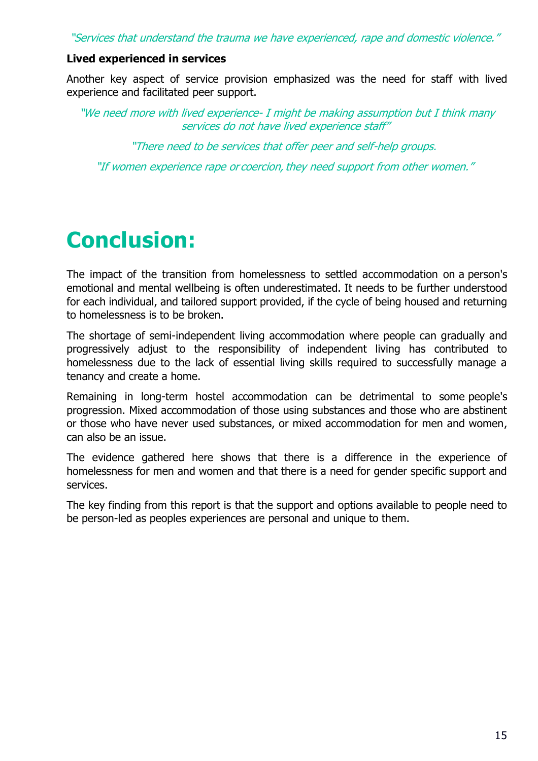*"Services that understand the trauma we have experienced, rape and domestic violence."*

**Lived experienced in services**

Another key aspect of service provision emphasized was the need for staff with lived experience and facilitated peer support.

*"We need more with lived experience- I might be making assumption but I think many services do not have lived experience staff"*

*"There need to be services that offer peer and self-help groups.*

*"If women experience rape or coercion, they need support from other women."*

# Conclusion:

The impact of the transition from homelessness to settled accommodation on a person's emotional and mental wellbeing is often underestimated. It needs to be further understood for each individual, and tailored support provided, if the cycle of being housed and returning to homelessness is to be broken.

The shortage of semi-independent living accommodation where people can gradually and progressively adjust to the responsibility of independent living has contributed to homelessness due to the lack of essential living skills required to successfully manage a tenancy and create a home.

Remaining in long-term hostel accommodation can be detrimental to some people's progression. Mixed accommodation of those using substances and those who are abstinent or those who have never used substances, or mixed accommodation for men and women, can also be an issue.

The evidence gathered here shows that there is a difference in the experience of homelessness for men and women and that there is a need for gender specific support and services.

The key finding from this report is that the support and options available to people need to be person-led as peoples experiences are personal and unique to them.